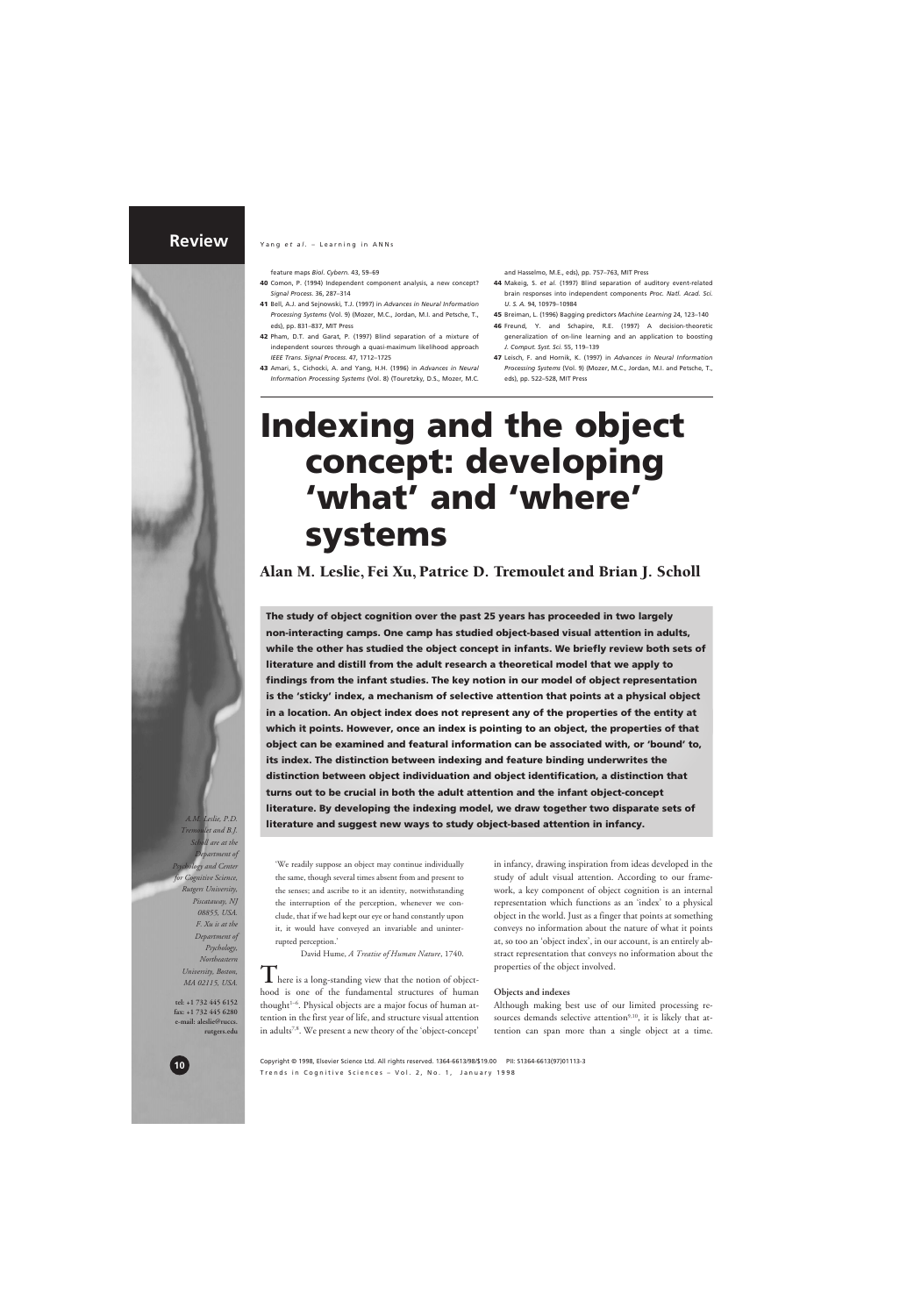feature maps *Biol. Cybern.* 43, 59–69

**40** Comon, P. (1994) Independent component analysis, a new concept? *Signal Process.* 36, 287–314

**41** Bell, A.J. and Sejnowski, T.J. (1997) in *Advances in Neural Information Processing Systems* (Vol. 9) (Mozer, M.C., Jordan, M.I. and Petsche, T., eds), pp. 831–837, MIT Press

**42** Pham, D.T. and Garat, P. (1997) Blind separation of a mixture of independent sources through a quasi-maximum likelihood approach *IEEE Trans. Signal Process.* 47, 1712–1725

**43** Amari, S., Cichocki, A. and Yang, H.H. (1996) in *Advances in Neural Information Processing Systems* (Vol. 8) (Touretzky, D.S., Mozer, M.C. and Hasselmo, M.E., eds), pp. 757–763, MIT Press

**44** Makeig, S. *et al.* (1997) Blind separation of auditory event-related brain responses into independent components *Proc. Natl. Acad. Sci. U. S. A.* 94, 10979–10984

**45** Breiman, L. (1996) Bagging predictors *Machine Learning* 24, 123–140

**46** Freund, Y. and Schapire, R.E. (1997) A decision-theoretic generalization of on-line learning and an application to boosting *J. Comput. Syst. Sci.* 55, 119–139

**47** Leisch, F. and Hornik, K. (1997) in *Advances in Neural Information Processing Systems* (Vol. 9) (Mozer, M.C., Jordan, M.I. and Petsche, T., eds), pp. 522–528, MIT Press

# Indexing and the object concept: developing 'what' and 'where' systems

**Alan M. Leslie, Fei Xu, Patrice D. Tremoulet and Brian J. Scholl**

**The study of object cognition over the past 25 years has proceeded in two largely non-interacting camps. One camp has studied object-based visual attention in adults, while the other has studied the object concept in infants. We briefly review both sets of literature and distill from the adult research a theoretical model that we apply to findings from the infant studies. The key notion in our model of object representation is the 'sticky' index, a mechanism of selective attention that points at a physical object in a location. An object index does not represent any of the properties of the entity at which it points. However, once an index is pointing to an object, the properties of that object can be examined and featural information can be associated with, or 'bound' to, its index. The distinction between indexing and feature binding underwrites the distinction between object individuation and object identification, a distinction that turns out to be crucial in both the adult attention and the infant object-concept literature. By developing the indexing model, we draw together two disparate sets of literature and suggest new ways to study object-based attention in infancy.**

*A.M. Leslie, P.D. Tremoulet and B.J. Scholl are at the Department of Psychology and Center for Cognitive Science, Rutgers University, Piscataway, NJ 08855, USA. F. Xu is at the Department of Psychology, Northeastern University, Boston, MA 02115, USA.*

tel: +1 732 445 6152
fax: +1 732 445 6280
e-mail: aleslie@ruccs.rutgers.edu

'We readily suppose an object may continue individually the same, though several times absent from and present to the senses; and ascribe to it an identity, notwithstanding the interruption of the perception, whenever we conclude, that if we had kept our eye or hand constantly upon it, it would have conveyed an invariable and uninterrupted perception.'

David Hume, *A Treatise of Human Nature*, 1740.

There is a long-standing view that the notion of objecthood is one of the fundamental structures of human thought[1–6]. Physical objects are a major focus of human attention in the first year of life, and structure visual attention in adults[7,8]. We present a new theory of the 'object-concept' in infancy, drawing inspiration from ideas developed in the study of adult visual attention. According to our framework, a key component of object cognition is an internal representation which functions as an 'index' to a physical object in the world. Just as a finger that points at something conveys no information about the nature of what it points at, so too an 'object index', in our account, is an entirely abstract representation that conveys no information about the properties of the object involved.

### Objects and indexes

Although making best use of our limited processing resources demands selective attention[9,10], it is likely that attention can span more than a single object at a time.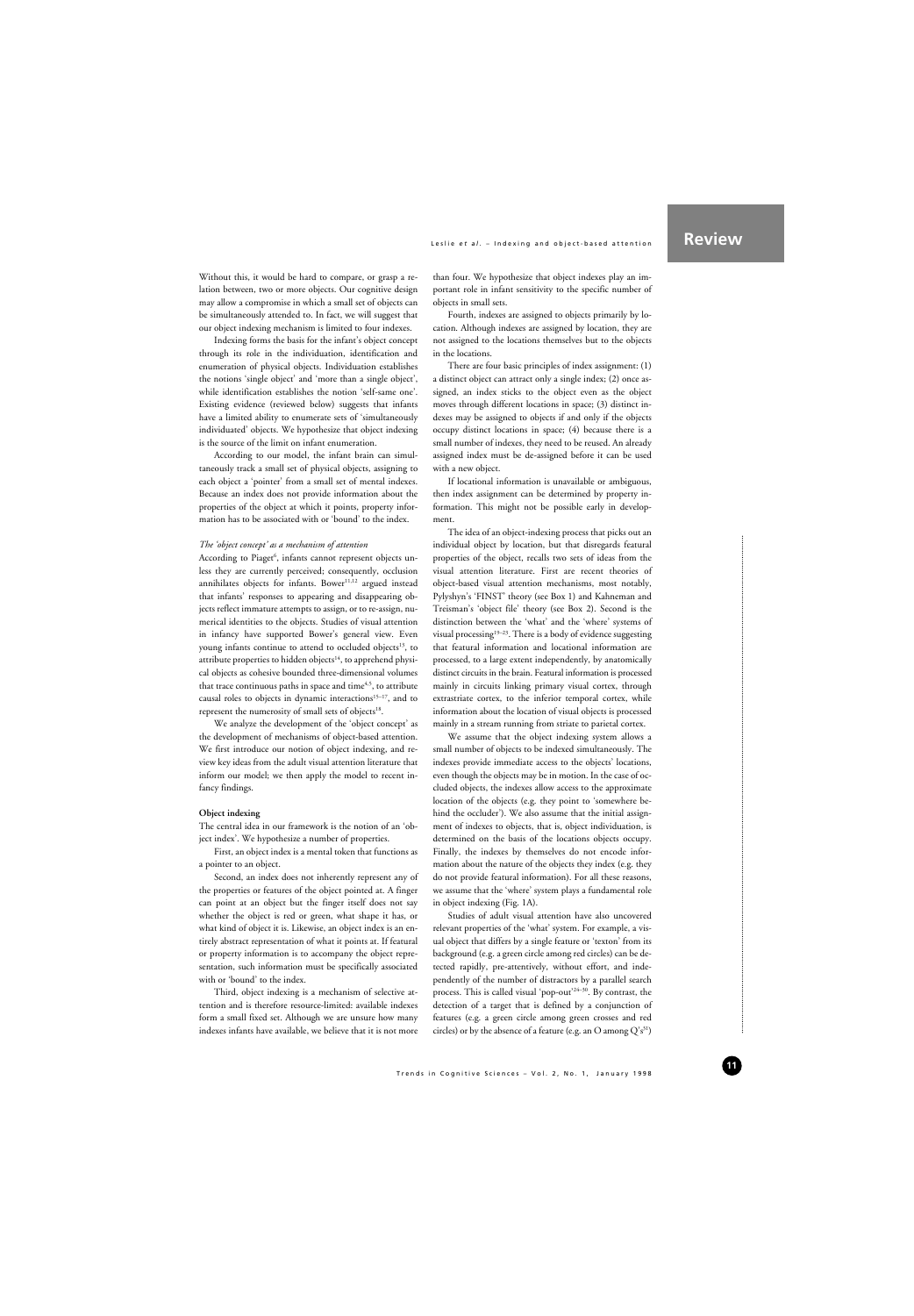Without this, it would be hard to compare, or grasp a relation between, two or more objects. Our cognitive design may allow a compromise in which a small set of objects can be simultaneously attended to. In fact, we will suggest that our object indexing mechanism is limited to four indexes.

Indexing forms the basis for the infant's object concept through its role in the individuation, identification and enumeration of physical objects. Individuation establishes the notions 'single object' and 'more than a single object', while identification establishes the notion 'self-same one'. Existing evidence (reviewed below) suggests that infants have a limited ability to enumerate sets of 'simultaneously individuated' objects. We hypothesize that object indexing is the source of the limit on infant enumeration.

According to our model, the infant brain can simultaneously track a small set of physical objects, assigning to each object a 'pointer' from a small set of mental indexes. Because an index does not provide information about the properties of the object at which it points, property information has to be associated with or 'bound' to the index.

### *The 'object concept' as a mechanism of attention*

According to Piaget[6], infants cannot represent objects unless they are currently perceived; consequently, occlusion annihilates objects for infants. Bower[11,12] argued instead that infants' responses to appearing and disappearing objects reflect immature attempts to assign, or to re-assign, numerical identities to the objects. Studies of visual attention in infancy have supported Bower's general view. Even young infants continue to attend to occluded objects[13], to attribute properties to hidden objects[14], to apprehend physical objects as cohesive bounded three-dimensional volumes that trace continuous paths in space and time[4,5], to attribute causal roles to objects in dynamic interactions[15–17], and to represent the numerosity of small sets of objects[18].

We analyze the development of the 'object concept' as the development of mechanisms of object-based attention. We first introduce our notion of object indexing, and review key ideas from the adult visual attention literature that inform our model; we then apply the model to recent infancy findings.

## Object indexing

The central idea in our framework is the notion of an 'object index'. We hypothesize a number of properties.

First, an object index is a mental token that functions as a pointer to an object.

Second, an index does not inherently represent any of the properties or features of the object pointed at. A finger can point at an object but the finger itself does not say whether the object is red or green, what shape it has, or what kind of object it is. Likewise, an object index is an entirely abstract representation of what it points at. If featural or property information is to accompany the object representation, such information must be specifically associated with or 'bound' to the index.

Third, object indexing is a mechanism of selective attention and is therefore resource-limited: available indexes form a small fixed set. Although we are unsure how many indexes infants have available, we believe that it is not more than four. We hypothesize that object indexes play an important role in infant sensitivity to the specific number of objects in small sets.

Fourth, indexes are assigned to objects primarily by location. Although indexes are assigned by location, they are not assigned to the locations themselves but to the objects in the locations.

There are four basic principles of index assignment: (1) a distinct object can attract only a single index; (2) once assigned, an index sticks to the object even as the object moves through different locations in space; (3) distinct indexes may be assigned to objects if and only if the objects occupy distinct locations in space; (4) because there is a small number of indexes, they need to be reused. An already assigned index must be de-assigned before it can be used with a new object.

If locational information is unavailable or ambiguous, then index assignment can be determined by property information. This might not be possible early in development.

The idea of an object-indexing process that picks out an individual object by location, but that disregards featural properties of the object, recalls two sets of ideas from the visual attention literature. First are recent theories of object-based visual attention mechanisms, most notably, Pylyshyn's 'FINST' theory (see Box 1) and Kahneman and Treisman's 'object file' theory (see Box 2). Second is the distinction between the 'what' and the 'where' systems of visual processing[19–23]. There is a body of evidence suggesting that featural information and locational information are processed, to a large extent independently, by anatomically distinct circuits in the brain. Featural information is processed mainly in circuits linking primary visual cortex, through extrastriate cortex, to the inferior temporal cortex, while information about the location of visual objects is processed mainly in a stream running from striate to parietal cortex.

We assume that the object indexing system allows a small number of objects to be indexed simultaneously. The indexes provide immediate access to the objects' locations, even though the objects may be in motion. In the case of occluded objects, the indexes allow access to the approximate location of the objects (e.g. they point to 'somewhere behind the occluder'). We also assume that the initial assignment of indexes to objects, that is, object individuation, is determined on the basis of the locations objects occupy. Finally, the indexes by themselves do not encode information about the nature of the objects they index (e.g. they do not provide featural information). For all these reasons, we assume that the 'where' system plays a fundamental role in object indexing (Fig. 1A).

Studies of adult visual attention have also uncovered relevant properties of the 'what' system. For example, a visual object that differs by a single feature or 'texton' from its background (e.g. a green circle among red circles) can be detected rapidly, pre-attentively, without effort, and independently of the number of distractors by a parallel search process. This is called visual 'pop-out'[24–30]. By contrast, the detection of a target that is defined by a conjunction of features (e.g. a green circle among green crosses and red circles) or by the absence of a feature (e.g. an O among Q's[31])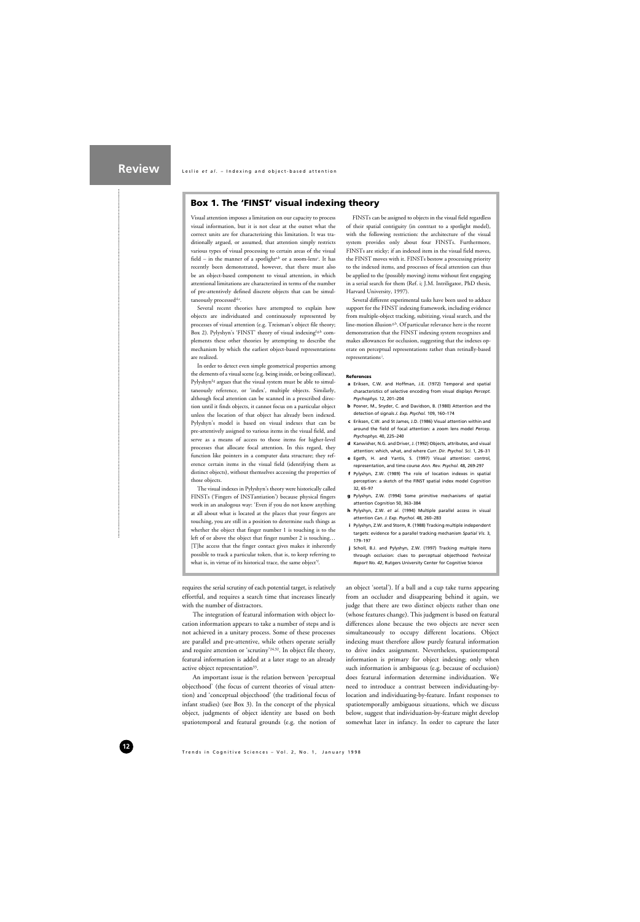## Box 1. The 'FINST' visual indexing theory

Visual attention imposes a limitation on our capacity to process visual information, but it is not clear at the outset what the correct units are for characterizing this limitation. It was traditionally argued, or assumed, that attention simply restricts various types of visual processing to certain areas of the visual field – in the manner of a spotlight[a,b] or a zoom-lens[c]. It has recently been demonstrated, however, that there must also be an object-based component to visual attention, in which attentional limitations are characterized in terms of the number of pre-attentively defined discrete objects that can be simultaneously processed[d,e].

Several recent theories have attempted to explain how objects are individuated and continuously represented by processes of visual attention (e.g. Treisman's object file theory; Box 2). Pylyshyn's 'FINST' theory of visual indexing[f,g,h] complements these other theories by attempting to describe the mechanism by which the earliest object-based representations are realized.

In order to detect even simple geometrical properties among the elements of a visual scene (e.g. being inside, or being collinear), Pylyshyn[f,g] argues that the visual system must be able to simultaneously reference, or 'index', multiple objects. Similarly, although focal attention can be scanned in a prescribed direction until it finds objects, it cannot focus on a particular object unless the location of that object has already been indexed. Pylyshyn's model is based on visual indexes that can be pre-attentively assigned to various items in the visual field, and serve as a means of access to those items for higher-level processes that allocate focal attention. In this regard, they function like pointers in a computer data structure; they reference certain items in the visual field (identifying them as distinct objects), without themselves accessing the properties of those objects.

The visual indexes in Pylyshyn's theory were historically called FINSTs ('Fingers of INSTantiation') because physical fingers work in an analogous way: 'Even if you do not know anything at all about what is located at the places that your fingers are touching, you are still in a position to determine such things as whether the object that finger number 1 is touching is to the left of or above the object that finger number 2 is touching… [T]he access that the finger contact gives makes it inherently possible to track a particular token, that is, to keep referring to what is, in virtue of its historical trace, the same object'[f].

FINSTs can be assigned to objects in the visual field regardless of their spatial contiguity (in contrast to a spotlight model), with the following restriction: the architecture of the visual system provides only about four FINSTs. Furthermore, FINSTs are sticky; if an indexed item in the visual field moves, the FINST moves with it. FINSTs bestow a processing priority to the indexed items, and processes of focal attention can thus be applied to the (possibly moving) items without first engaging in a serial search for them (Ref. i; J.M. Intriligator, PhD thesis, Harvard University, 1997).

Several different experimental tasks have been used to adduce support for the FINST indexing framework, including evidence from multiple-object tracking, subitizing, visual search, and the line-motion illusion[g,h]. Of particular relevance here is the recent demonstration that the FINST indexing system recognizes and makes allowances for occlusion, suggesting that the indexes operate on perceptual representations rather than retinally-based representations[j].

### References

- **a** Eriksen, C.W. and Hoffman, J.E. (1972) Temporal and spatial characteristics of selective encoding from visual displays *Percept. Psychophys.* 12, 201–204
- **b** Posner, M., Snyder, C. and Davidson, B. (1980) Attention and the detection of signals *J. Exp. Psychol.* 109, 160–174
- **c** Eriksen, C.W. and St James, J.D. (1986) Visual attention within and around the field of focal attention: a zoom lens model *Percep. Psychophys.* 40, 225–240
- **d** Kanwisher, N.G. and Driver, J. (1992) Objects, attributes, and visual attention: which, what, and where *Curr. Dir. Psychol. Sci.* 1, 26–31
- **e** Egeth, H. and Yantis, S. (1997) Visual attention: control, representation, and time course *Ann. Rev. Psychol.* 48, 269-297
- **f** Pylyshyn, Z.W. (1989) The role of location indexes in spatial perception: a sketch of the FINST spatial index model *Cognition* 32, 65–97
- **g** Pylyshyn, Z.W. (1994) Some primitive mechanisms of spatial attention *Cognition* 50, 363–384
- **h** Pylyshyn, Z.W. *et al.* (1994) Multiple parallel access in visual attention *Can. J. Exp. Psychol.* 48, 260–283
- **i** Pylyshyn, Z.W. and Storm, R. (1988) Tracking multiple independent targets: evidence for a parallel tracking mechanism *Spatial Vis.* 3, 179–197
- **j** Scholl, B.J. and Pylyshyn, Z.W. (1997) Tracking multiple items through occlusion: clues to perceptual objecthood *Technical Report No. 42*, Rutgers University Center for Cognitive Science

requires the serial scrutiny of each potential target, is relatively effortful, and requires a search time that increases linearly with the number of distractors.

The integration of featural information with object location information appears to take a number of steps and is not achieved in a unitary process. Some of these processes are parallel and pre-attentive, while others operate serially and require attention or 'scrutiny'[24,52]. In object file theory, featural information is added at a later stage to an already active object representation[53].

An important issue is the relation between 'perceptual objecthood' (the focus of current theories of visual attention) and 'conceptual objecthood' (the traditional focus of infant studies) (see Box 3). In the concept of the physical object, judgments of object identity are based on both spatiotemporal and featural grounds (e.g. the notion of an object 'sortal'). If a ball and a cup take turns appearing from an occluder and disappearing behind it again, we judge that there are two distinct objects rather than one (whose features change). This judgment is based on featural differences alone because the two objects are never seen simultaneously to occupy different locations. Object indexing must therefore allow purely featural information to drive index assignment. Nevertheless, spatiotemporal information is primary for object indexing; only when such information is ambiguous (e.g. because of occlusion) does featural information determine individuation. We need to introduce a contrast between individuating-by-location and individuating-by-feature. Infant responses to spatiotemporally ambiguous situations, which we discuss below, suggest that individuation-by-feature might develop somewhat later in infancy. In order to capture the later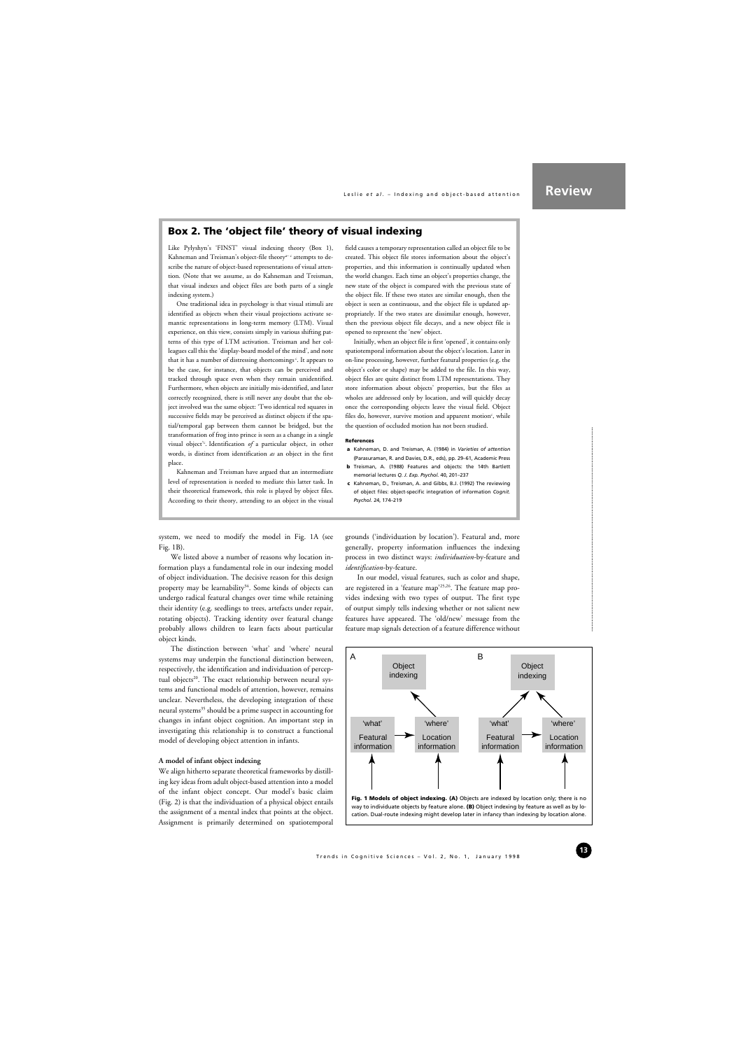## Box 2. The 'object file' theory of visual indexing

Like Pylyshyn's 'FINST' visual indexing theory (Box 1), Kahneman and Treisman's object-file theory[a–c] attempts to describe the nature of object-based representations of visual attention. (Note that we assume, as do Kahneman and Treisman, that visual indexes and object files are both parts of a single indexing system.)

One traditional idea in psychology is that visual stimuli are identified as objects when their visual projections activate semantic representations in long-term memory (LTM). Visual experience, on this view, consists simply in various shifting patterns of this type of LTM activation. Treisman and her colleagues call this the 'display-board model of the mind', and note that it has a number of distressing shortcomings[c]. It appears to be the case, for instance, that objects can be perceived and tracked through space even when they remain unidentified. Furthermore, when objects are initially mis-identified, and later correctly recognized, there is still never any doubt that the object involved was the same object: 'Two identical red squares in successive fields may be perceived as distinct objects if the spatial/temporal gap between them cannot be bridged, but the transformation of frog into prince is seen as a change in a single visual object'[c]. Identification *of* a particular object, in other words, is distinct from identification *as* an object in the first place.

Kahneman and Treisman have argued that an intermediate level of representation is needed to mediate this latter task. In their theoretical framework, this role is played by object files. According to their theory, attending to an object in the visual field causes a temporary representation called an object file to be created. This object file stores information about the object's properties, and this information is continually updated when the world changes. Each time an object's properties change, the new state of the object is compared with the previous state of the object file. If these two states are similar enough, then the object is seen as continuous, and the object file is updated appropriately. If the two states are dissimilar enough, however, then the previous object file decays, and a new object file is opened to represent the 'new' object.

Initially, when an object file is first 'opened', it contains only spatiotemporal information about the object's location. Later in on-line processing, however, further featural properties (e.g. the object's color or shape) may be added to the file. In this way, object files are quite distinct from LTM representations. They store information about objects' properties, but the files as wholes are addressed only by location, and will quickly decay once the corresponding objects leave the visual field. Object files do, however, survive motion and apparent motion[c], while the question of occluded motion has not been studied.

### References

- **a** Kahneman, D. and Treisman, A. (1984) in *Varieties of attention* (Parasuraman, R. and Davies, D.R., eds), pp. 29–61, Academic Press
- **b** Treisman, A. (1988) Features and objects: the 14th Bartlett memorial lectures *Q. J. Exp. Psychol.* 40, 201–237
- **c** Kahneman, D., Treisman, A. and Gibbs, B.J. (1992) The reviewing of object files: object-specific integration of information *Cognit. Psychol.* 24, 174–219

system, we need to modify the model in Fig. 1A (see Fig. 1B).

We listed above a number of reasons why location information plays a fundamental role in our indexing model of object individuation. The decisive reason for this design property may be learnability[34]. Some kinds of objects can undergo radical featural changes over time while retaining their identity (e.g. seedlings to trees, artefacts under repair, rotating objects). Tracking identity over featural change probably allows children to learn facts about particular object kinds.

The distinction between 'what' and 'where' neural systems may underpin the functional distinction between, respectively, the identification and individuation of perceptual objects[20]. The exact relationship between neural systems and functional models of attention, however, remains unclear. Nevertheless, the developing integration of these neural systems[35] should be a prime suspect in accounting for changes in infant object cognition. An important step in investigating this relationship is to construct a functional model of developing object attention in infants.

### A model of infant object indexing

We align hitherto separate theoretical frameworks by distilling key ideas from adult object-based attention into a model of the infant object concept. Our model's basic claim (Fig. 2) is that the individuation of a physical object entails the assignment of a mental index that points at the object. Assignment is primarily determined on spatiotemporal grounds ('individuation by location'). Featural and, more generally, property information influences the indexing process in two distinct ways: *individuation*-by-feature and *identification*-by-feature.

In our model, visual features, such as color and shape, are registered in a 'feature map'[25,26]. The feature map provides indexing with two types of output. The first type of output simply tells indexing whether or not salient new features have appeared. The 'old/new' message from the feature map signals detection of a feature difference without

A

Object indexing

'what' Featural information

'where' Location information

B

Object indexing

'what' Featural information

'where' Location information

**Fig. 1 Models of object indexing. (A)** Objects are indexed by location only; there is no way to individuate objects by feature alone. **(B)** Object indexing by feature as well as by location. Dual-route indexing might develop later in infancy than indexing by location alone.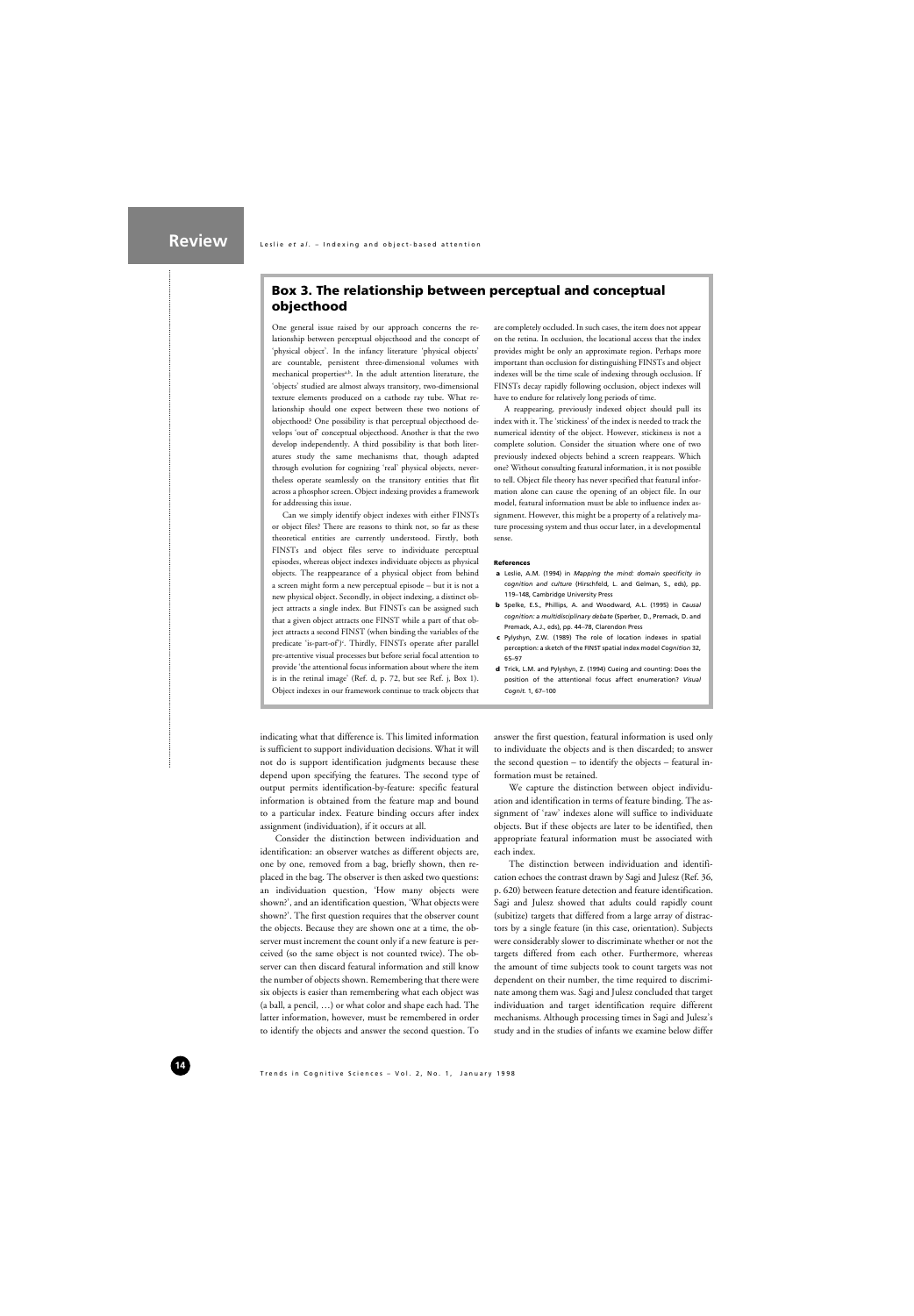## Box 3. The relationship between perceptual and conceptual objecthood

One general issue raised by our approach concerns the relationship between perceptual objecthood and the concept of 'physical object'. In the infancy literature 'physical objects' are countable, persistent three-dimensional volumes with mechanical properties[a,b]. In the adult attention literature, the 'objects' studied are almost always transitory, two-dimensional texture elements produced on a cathode ray tube. What relationship should one expect between these two notions of objecthood? One possibility is that perceptual objecthood develops 'out of' conceptual objecthood. Another is that the two develop independently. A third possibility is that both literatures study the same mechanisms that, though adapted through evolution for cognizing 'real' physical objects, nevertheless operate seamlessly on the transitory entities that flit across a phosphor screen. Object indexing provides a framework for addressing this issue.

Can we simply identify object indexes with either FINSTs or object files? There are reasons to think not, so far as these theoretical entities are currently understood. Firstly, both FINSTs and object files serve to individuate perceptual episodes, whereas object indexes individuate objects as physical objects. The reappearance of a physical object from behind a screen might form a new perceptual episode – but it is not a new physical object. Secondly, in object indexing, a distinct object attracts a single index. But FINSTs can be assigned such that a given object attracts one FINST while a part of that object attracts a second FINST (when binding the variables of the predicate 'is-part-of')[c]. Thirdly, FINSTs operate after parallel pre-attentive visual processes but before serial focal attention to provide 'the attentional focus information about where the item is in the retinal image' (Ref. d, p. 72, but see Ref. j, Box 1). Object indexes in our framework continue to track objects that are completely occluded. In such cases, the item does not appear on the retina. In occlusion, the locational access that the index provides might be only an approximate region. Perhaps more important than occlusion for distinguishing FINSTs and object indexes will be the time scale of indexing through occlusion. If FINSTs decay rapidly following occlusion, object indexes will have to endure for relatively long periods of time.

A reappearing, previously indexed object should pull its index with it. The 'stickiness' of the index is needed to track the numerical identity of the object. However, stickiness is not a complete solution. Consider the situation where one of two previously indexed objects behind a screen reappears. Which one? Without consulting featural information, it is not possible to tell. Object file theory has never specified that featural information alone can cause the opening of an object file. In our model, featural information must be able to influence index assignment. However, this might be a property of a relatively mature processing system and thus occur later, in a developmental sense.

**References**

**a** Leslie, A.M. (1994) in *Mapping the mind: domain specificity in cognition and culture* (Hirschfeld, L. and Gelman, S., eds), pp. 119–148, Cambridge University Press

**b** Spelke, E.S., Phillips, A. and Woodward, A.L. (1995) in *Causal cognition: a multidisciplinary debate* (Sperber, D., Premack, D. and Premack, A.J., eds), pp. 44–78, Clarendon Press

**c** Pylyshyn, Z.W. (1989) The role of location indexes in spatial perception: a sketch of the FINST spatial index model *Cognition* 32, 65–97

**d** Trick, L.M. and Pylyshyn, Z. (1994) Cueing and counting: Does the position of the attentional focus affect enumeration? *Visual Cognit.* 1, 67–100

---

indicating what that difference is. This limited information is sufficient to support individuation decisions. What it will not do is support identification judgments because these depend upon specifying the features. The second type of output permits identification-by-feature: specific featural information is obtained from the feature map and bound to a particular index. Feature binding occurs after index assignment (individuation), if it occurs at all.

Consider the distinction between individuation and identification: an observer watches as different objects are, one by one, removed from a bag, briefly shown, then replaced in the bag. The observer is then asked two questions: an individuation question, 'How many objects were shown?', and an identification question, 'What objects were shown?'. The first question requires that the observer count the objects. Because they are shown one at a time, the observer must increment the count only if a new feature is perceived (so the same object is not counted twice). The observer can then discard featural information and still know the number of objects shown. Remembering that there were six objects is easier than remembering what each object was (a ball, a pencil, …) or what color and shape each had. The latter information, however, must be remembered in order to identify the objects and answer the second question. To answer the first question, featural information is used only to individuate the objects and is then discarded; to answer the second question – to identify the objects – featural information must be retained.

We capture the distinction between object individuation and identification in terms of feature binding. The assignment of 'raw' indexes alone will suffice to individuate objects. But if these objects are later to be identified, then appropriate featural information must be associated with each index.

The distinction between individuation and identification echoes the contrast drawn by Sagi and Julesz (Ref. 36, p. 620) between feature detection and feature identification. Sagi and Julesz showed that adults could rapidly count (subitize) targets that differed from a large array of distractors by a single feature (in this case, orientation). Subjects were considerably slower to discriminate whether or not the targets differed from each other. Furthermore, whereas the amount of time subjects took to count targets was not dependent on their number, the time required to discriminate among them was. Sagi and Julesz concluded that target individuation and target identification require different mechanisms. Although processing times in Sagi and Julesz's study and in the studies of infants we examine below differ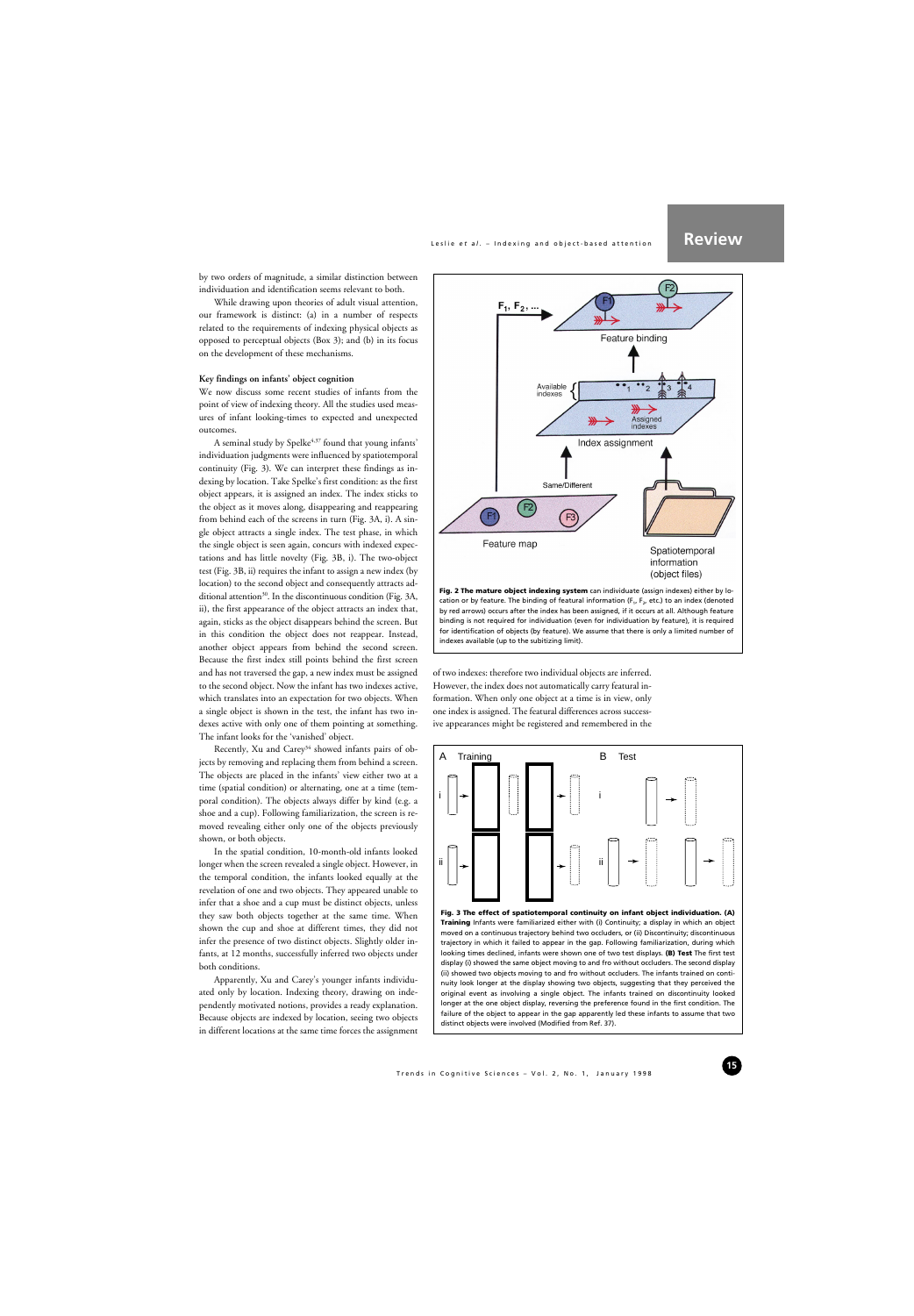by two orders of magnitude, a similar distinction between individuation and identification seems relevant to both.

While drawing upon theories of adult visual attention, our framework is distinct: (a) in a number of respects related to the requirements of indexing physical objects as opposed to perceptual objects (Box 3); and (b) in its focus on the development of these mechanisms.

### Key findings on infants' object cognition

We now discuss some recent studies of infants from the point of view of indexing theory. All the studies used measures of infant looking-times to expected and unexpected outcomes.

A seminal study by Spelke[4,37] found that young infants' individuation judgments were influenced by spatiotemporal continuity (Fig. 3). We can interpret these findings as indexing by location. Take Spelke's first condition: as the first object appears, it is assigned an index. The index sticks to the object as it moves along, disappearing and reappearing from behind each of the screens in turn (Fig. 3A, i). A single object attracts a single index. The test phase, in which the single object is seen again, concurs with indexed expectations and has little novelty (Fig. 3B, i). The two-object test (Fig. 3B, ii) requires the infant to assign a new index (by location) to the second object and consequently attracts additional attention[30]. In the discontinuous condition (Fig. 3A, ii), the first appearance of the object attracts an index that, again, sticks to the object as the object disappears behind the screen. But in this condition the object does not reappear. Instead, another object appears from behind the second screen. Because the first index still points behind the first screen and has not traversed the gap, a new index must be assigned to the second object. Now the infant has two indexes active, which translates into an expectation for two objects. When a single object is shown in the test, the infant has two indexes active with only one of them pointing at something. The infant looks for the 'vanished' object.

Recently, Xu and Carey[34] showed infants pairs of objects by removing and replacing them from behind a screen. The objects are placed in the infants' view either two at a time (spatial condition) or alternating, one at a time (temporal condition). The objects always differ by kind (e.g. a shoe and a cup). Following familiarization, the screen is removed revealing either only one of the objects previously shown, or both objects.

In the spatial condition, 10-month-old infants looked longer when the screen revealed a single object. However, in the temporal condition, the infants looked equally at the revelation of one and two objects. They appeared unable to infer that a shoe and a cup must be distinct objects, unless they saw both objects together at the same time. When shown the cup and shoe at different times, they did not infer the presence of two distinct objects. Slightly older infants, at 12 months, successfully inferred two objects under both conditions.

Apparently, Xu and Carey's younger infants individuated only by location. Indexing theory, drawing on independently motivated notions, provides a ready explanation. Because objects are indexed by location, seeing two objects in different locations at the same time forces the assignment of two indexes: therefore two individual objects are inferred. However, the index does not automatically carry featural information. When only one object at a time is in view, only one index is assigned. The featural differences across successive appearances might be registered and remembered in the

**Fig. 2 The mature object indexing system** can individuate (assign indexes) either by location or by feature. The binding of featural information ($F_1$, $F_2$, etc.) to an index (denoted by red arrows) occurs after the index has been assigned, if it occurs at all. Although feature binding is not required for individuation (even for individuation by feature), it is required for identification of objects (by feature). We assume that there is only a limited number of indexes available (up to the subitizing limit).

**Fig. 3 The effect of spatiotemporal continuity on infant object individuation. (A) Training** Infants were familiarized either with (i) Continuity; a display in which an object moved on a continuous trajectory behind two occluders, or (ii) Discontinuity; discontinuous trajectory in which it failed to appear in the gap. Following familiarization, during which looking times declined, infants were shown one of two test displays. **(B) Test** The first test display (i) showed the same object moving to and fro without occluders. The second display (ii) showed two objects moving to and fro without occluders. The infants trained on continuity look longer at the display showing two objects, suggesting that they perceived the original event as involving a single object. The infants trained on discontinuity looked longer at the one object display, reversing the preference found in the first condition. The failure of the object to appear in the gap apparently led these infants to assume that two distinct objects were involved (Modified from Ref. 37).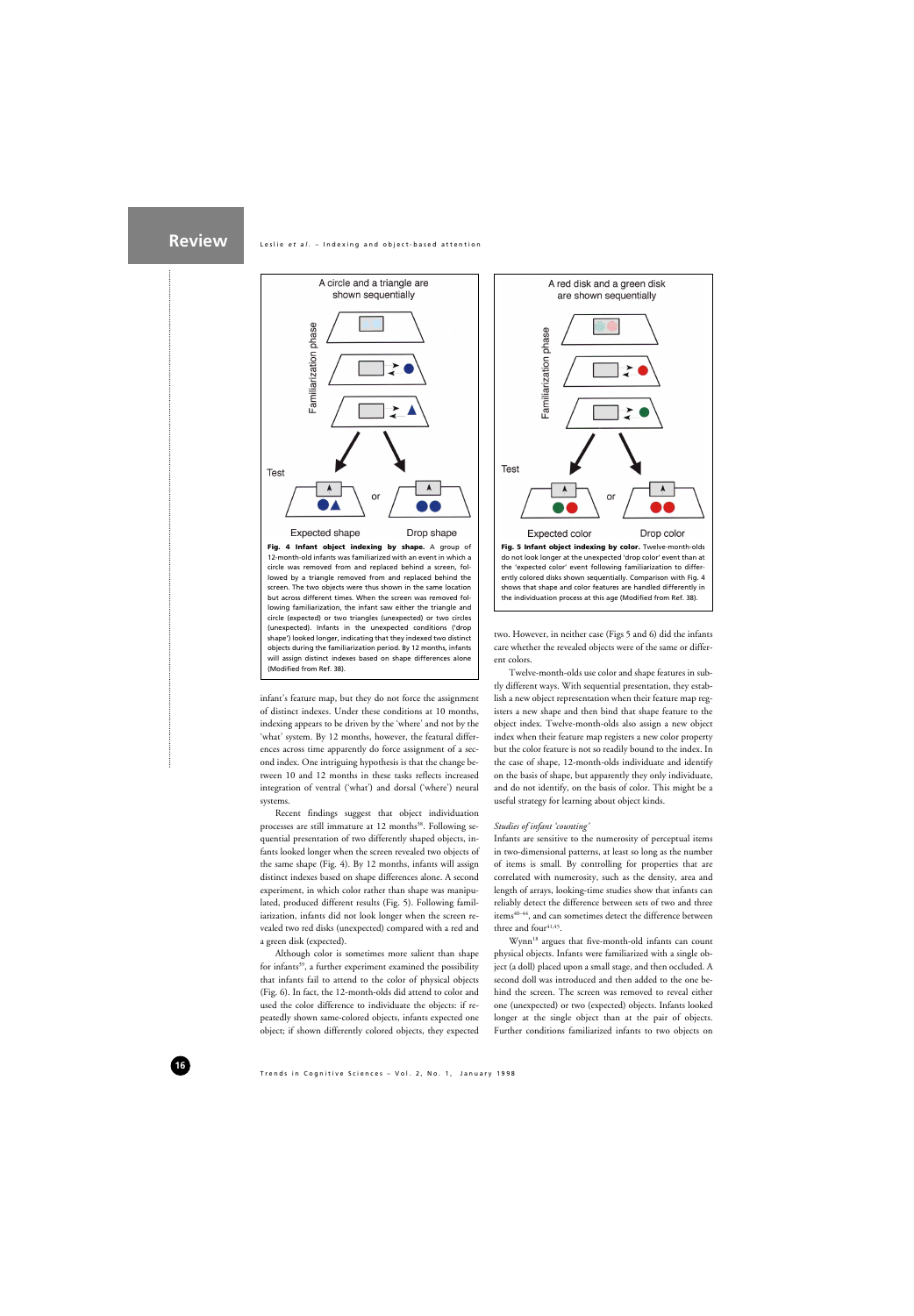A circle and a triangle are shown sequentially

Familiarization phase

Test

or

Expected shape

Drop shape

**Fig. 4 Infant object indexing by shape.** A group of 12-month-old infants was familiarized with an event in which a circle was removed from and replaced behind a screen, followed by a triangle removed from and replaced behind the screen. The two objects were thus shown in the same location but across different times. When the screen was removed following familiarization, the infant saw either the triangle and circle (expected) or two triangles (unexpected) or two circles (unexpected). Infants in the unexpected conditions ('drop shape') looked longer, indicating that they indexed two distinct objects during the familiarization period. By 12 months, infants will assign distinct indexes based on shape differences alone (Modified from Ref. 38).

A red disk and a green disk are shown sequentially

Familiarization phase

Test

or

Expected color

Drop color

**Fig. 5 Infant object indexing by color.** Twelve-month-olds do not look longer at the unexpected 'drop color' event than at the 'expected color' event following familiarization to differently colored disks shown sequentially. Comparison with Fig. 4 shows that shape and color features are handled differently in the individuation process at this age (Modified from Ref. 38).

infant's feature map, but they do not force the assignment of distinct indexes. Under these conditions at 10 months, indexing appears to be driven by the 'where' and not by the 'what' system. By 12 months, however, the featural differences across time apparently do force assignment of a second index. One intriguing hypothesis is that the change between 10 and 12 months in these tasks reflects increased integration of ventral ('what') and dorsal ('where') neural systems.

Recent findings suggest that object individuation processes are still immature at 12 months[38]. Following sequential presentation of two differently shaped objects, infants looked longer when the screen revealed two objects of the same shape (Fig. 4). By 12 months, infants will assign distinct indexes based on shape differences alone. A second experiment, in which color rather than shape was manipulated, produced different results (Fig. 5). Following familiarization, infants did not look longer when the screen revealed two red disks (unexpected) compared with a red and a green disk (expected).

Although color is sometimes more salient than shape for infants[39], a further experiment examined the possibility that infants fail to attend to the color of physical objects (Fig. 6). In fact, the 12-month-olds did attend to color and used the color difference to individuate the objects: if repeatedly shown same-colored objects, infants expected one object; if shown differently colored objects, they expected two. However, in neither case (Figs 5 and 6) did the infants care whether the revealed objects were of the same or different colors.

Twelve-month-olds use color and shape features in subtly different ways. With sequential presentation, they establish a new object representation when their feature map registers a new shape and then bind that shape feature to the object index. Twelve-month-olds also assign a new object index when their feature map registers a new color property but the color feature is not so readily bound to the index. In the case of shape, 12-month-olds individuate and identify on the basis of shape, but apparently they only individuate, and do not identify, on the basis of color. This might be a useful strategy for learning about object kinds.

*Studies of infant 'counting'*

Infants are sensitive to the numerosity of perceptual items in two-dimensional patterns, at least so long as the number of items is small. By controlling for properties that are correlated with numerosity, such as the density, area and length of arrays, looking-time studies show that infants can reliably detect the difference between sets of two and three items[40–44], and can sometimes detect the difference between three and four[43,45].

Wynn[18] argues that five-month-old infants can count physical objects. Infants were familiarized with a single object (a doll) placed upon a small stage, and then occluded. A second doll was introduced and then added to the one behind the screen. The screen was removed to reveal either one (unexpected) or two (expected) objects. Infants looked longer at the single object than at the pair of objects. Further conditions familiarized infants to two objects on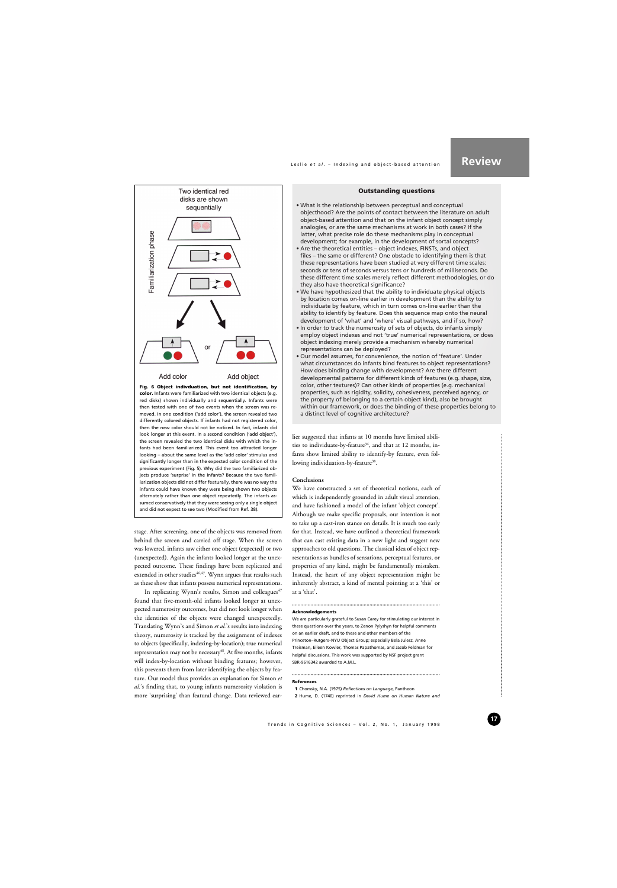Two identical red disks are shown sequentially

Familiarization phase

or

Add color

Add object

**Fig. 6 Object indivduation, but not identification, by color.** Infants were familiarized with two identical objects (e.g. red disks) shown individually and sequentially. Infants were then tested with one of two events when the screen was removed. In one condition ('add color'), the screen revealed two differently colored objects. If infants had not registered color, then the new color should not be noticed. In fact, infants did look longer at this event. In a second condition ('add object'), the screen revealed the two identical disks with which the infants had been familiarized. This event too attracted longer looking – about the same level as the 'add color' stimulus and significantly longer than in the expected color condition of the previous experiment (Fig. 5). Why did the two familiarized objects produce 'surprise' in the infants? Because the two familiarization objects did not differ featurally, there was no way the infants could have known they were being shown two objects alternately rather than one object repeatedly. The infants assumed conservatively that they were seeing only a single object and did not expect to see two (Modified from Ref. 38).

stage. After screening, one of the objects was removed from behind the screen and carried off stage. When the screen was lowered, infants saw either one object (expected) or two (unexpected). Again the infants looked longer at the unexpected outcome. These findings have been replicated and extended in other studies[46,47]. Wynn argues that results such as these show that infants possess numerical representations.

In replicating Wynn's results, Simon and colleagues[47] found that five-month-old infants looked longer at unexpected numerosity outcomes, but did not look longer when the identities of the objects were changed unexpectedly. Translating Wynn's and Simon *et al.*'s results into indexing theory, numerosity is tracked by the assignment of indexes to objects (specifically, indexing-by-location); true numerical representation may not be necessary[48]. At five months, infants will index-by-location without binding features; however, this prevents them from later identifying the objects by feature. Our model thus provides an explanation for Simon *et al.*'s finding that, to young infants numerosity violation is more 'surprising' than featural change. Data reviewed earlier suggested that infants at 10 months have limited abilities to individuate-by-feature[34], and that at 12 months, infants show limited ability to identify-by feature, even following individuation-by-feature[38].

## Outstanding questions

- What is the relationship between perceptual and conceptual objecthood? Are the points of contact between the literature on adult object-based attention and that on the infant object concept simply analogies, or are the same mechanisms at work in both cases? If the latter, what precise role do these mechanisms play in conceptual development; for example, in the development of sortal concepts?
- Are the theoretical entities – object indexes, FINSTs, and object files – the same or different? One obstacle to identifying them is that these representations have been studied at very different time scales: seconds or tens of seconds versus tens or hundreds of milliseconds. Do these different time scales merely reflect different methodologies, or do they also have theoretical significance?
- We have hypothesized that the ability to individuate physical objects by location comes on-line earlier in development than the ability to individuate by feature, which in turn comes on-line earlier than the ability to identify by feature. Does this sequence map onto the neural development of 'what' and 'where' visual pathways, and if so, how?
- In order to track the numerosity of sets of objects, do infants simply employ object indexes and not 'true' numerical representations, or does object indexing merely provide a mechanism whereby numerical representations can be deployed?
- Our model assumes, for convenience, the notion of 'feature'. Under what circumstances do infants bind features to object representations? How does binding change with development? Are there different developmental patterns for different kinds of features (e.g. shape, size, color, other textures)? Can other kinds of properties (e.g. mechanical properties, such as rigidity, solidity, cohesiveness, perceived agency, or the property of belonging to a certain object kind), also be brought within our framework, or does the binding of these properties belong to a distinct level of cognitive architecture?

### Conclusions

We have constructed a set of theoretical notions, each of which is independently grounded in adult visual attention, and have fashioned a model of the infant 'object concept'. Although we make specific proposals, our intention is not to take up a cast-iron stance on details. It is much too early for that. Instead, we have outlined a theoretical framework that can cast existing data in a new light and suggest new approaches to old questions. The classical idea of object representations as bundles of sensations, perceptual features, or properties of any kind, might be fundamentally mistaken. Instead, the heart of any object representation might be inherently abstract, a kind of mental pointing at a 'this' or at a 'that'.

#### Acknowledgements

We are particularly grateful to Susan Carey for stimulating our interest in these questions over the years, to Zenon Pylyshyn for helpful comments on an earlier draft, and to these and other members of the Princeton–Rutgers–NYU Object Group; especially Bela Julesz, Anne Treisman, Eileen Kowler, Thomas Papathomas, and Jacob Feldman for helpful discussions. This work was supported by NSF project grant SBR-9616342 awarded to A.M.L.

#### References

1 Chomsky, N.A. (1975) *Reflections on Language*, Pantheon

2 Hume, D. (1740) reprinted in *David Hume on Human Nature and*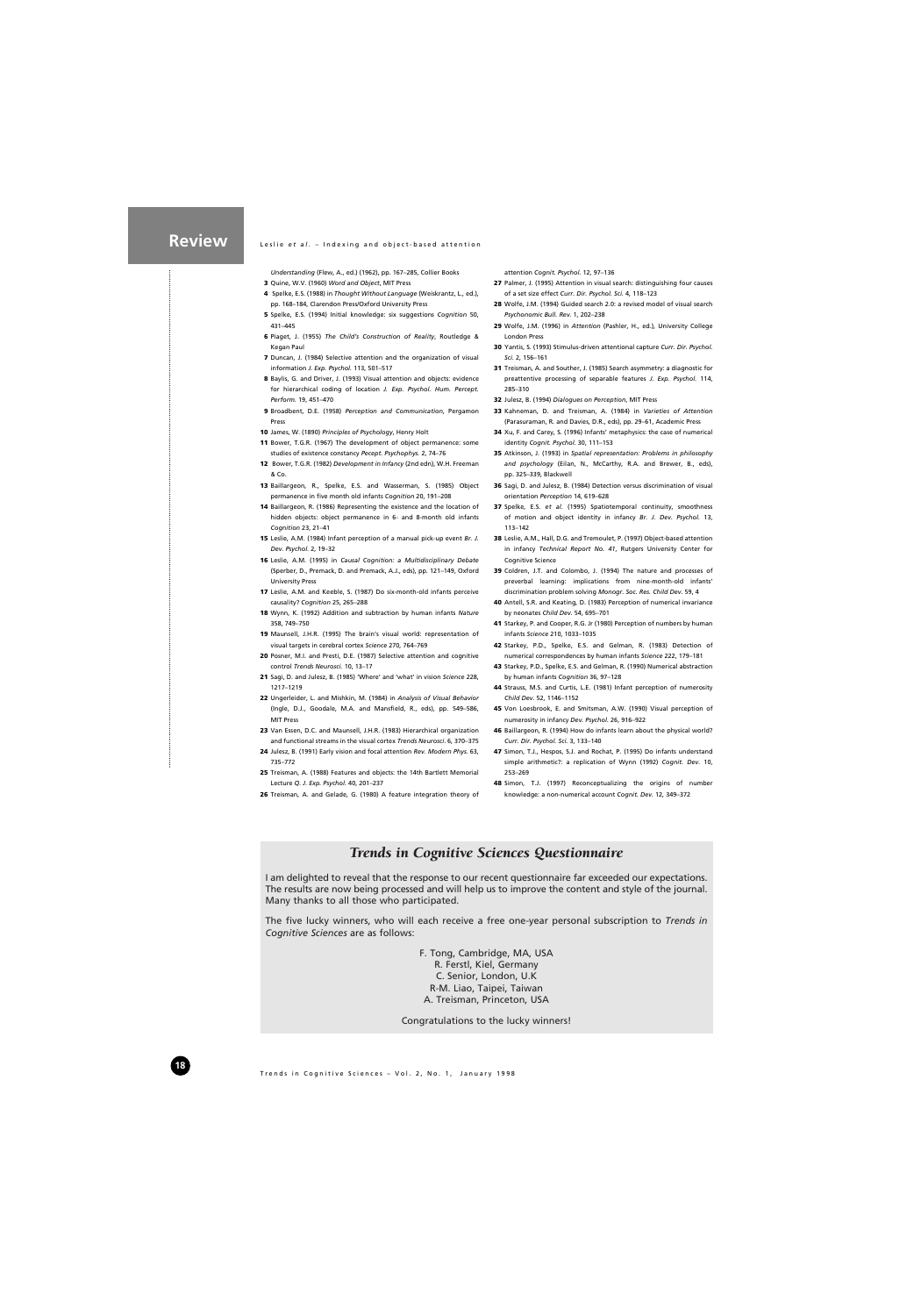*Understanding* (Flew, A., ed.) (1962), pp. 167–285, Collier Books

**3** Quine, W.V. (1960) *Word and Object*, MIT Press

**4** Spelke, E.S. (1988) in *Thought Without Language* (Weiskrantz, L., ed.), pp. 168–184, Clarendon Press/Oxford University Press

**5** Spelke, E.S. (1994) Initial knowledge: six suggestions *Cognition* 50, 431–445

**6** Piaget, J. (1955) *The Child's Construction of Reality*, Routledge & Kegan Paul

**7** Duncan, J. (1984) Selective attention and the organization of visual information *J. Exp. Psychol.* 113, 501–517

**8** Baylis, G. and Driver, J. (1993) Visual attention and objects: evidence for hierarchical coding of location *J. Exp. Psychol. Hum. Percept. Perform.* 19, 451–470

**9** Broadbent, D.E. (1958) *Perception and Communication*, Pergamon Press

**10** James, W. (1890) *Principles of Psychology*, Henry Holt

**11** Bower, T.G.R. (1967) The development of object permanence: some studies of existence constancy *Percept. Psychophys.* 2, 74–76

**12** Bower, T.G.R. (1982) *Development in Infancy* (2nd edn), W.H. Freeman & Co.

**13** Baillargeon, R., Spelke, E.S. and Wasserman, S. (1985) Object permanence in five month old infants *Cognition* 20, 191–208

**14** Baillargeon, R. (1986) Representing the existence and the location of hidden objects: object permanence in 6- and 8-month old infants *Cognition* 23, 21–41

**15** Leslie, A.M. (1984) Infant perception of a manual pick-up event *Br. J. Dev. Psychol.* 2, 19–32

**16** Leslie, A.M. (1995) in *Causal Cognition: a Multidisciplinary Debate* (Sperber, D., Premack, D. and Premack, A.J., eds), pp. 121–149, Oxford University Press

**17** Leslie, A.M. and Keeble, S. (1987) Do six-month-old infants perceive causality? *Cognition* 25, 265–288

**18** Wynn, K. (1992) Addition and subtraction by human infants *Nature* 358, 749–750

**19** Maunsell, J.H.R. (1995) The brain's visual world: representation of visual targets in cerebral cortex *Science* 270, 764–769

**20** Posner, M.I. and Presti, D.E. (1987) Selective attention and cognitive control *Trends Neurosci.* 10, 13–17

**21** Sagi, D. and Julesz, B. (1985) 'Where' and 'what' in vision *Science* 228, 1217–1219

**22** Ungerleider, L. and Mishkin, M. (1984) in *Analysis of Visual Behavior* (Ingle, D.J., Goodale, M.A. and Mansfield, R., eds), pp. 549–586, MIT Press

**23** Van Essen, D.C. and Maunsell, J.H.R. (1983) Hierarchical organization and functional streams in the visual cortex *Trends Neurosci.* 6, 370–375

**24** Julesz, B. (1991) Early vision and focal attention *Rev. Modern Phys.* 63, 735–772

**25** Treisman, A. (1988) Features and objects: the 14th Bartlett Memorial Lecture *Q. J. Exp. Psychol.* 40, 201–237

**26** Treisman, A. and Gelade, G. (1980) A feature integration theory of attention *Cognit. Psychol.* 12, 97–136

**27** Palmer, J. (1995) Attention in visual search: distinguishing four causes of a set size effect *Curr. Dir. Psychol. Sci.* 4, 118–123

**28** Wolfe, J.M. (1994) Guided search 2.0: a revised model of visual search *Psychonomic Bull. Rev.* 1, 202–238

**29** Wolfe, J.M. (1996) in *Attention* (Pashler, H., ed.), University College London Press

**30** Yantis, S. (1993) Stimulus-driven attentional capture *Curr. Dir. Psychol. Sci.* 2, 156–161

**31** Treisman, A. and Souther, J. (1985) Search asymmetry: a diagnostic for preattentive processing of separable features *J. Exp. Psychol.* 114, 285–310

**32** Julesz, B. (1994) *Dialogues on Perception*, MIT Press

**33** Kahneman, D. and Treisman, A. (1984) in *Varieties of Attention* (Parasuraman, R. and Davies, D.R., eds), pp. 29–61, Academic Press

**34** Xu, F. and Carey, S. (1996) Infants' metaphysics: the case of numerical identity *Cognit. Psychol.* 30, 111–153

**35** Atkinson, J. (1993) in *Spatial representation: Problems in philosophy and psychology* (Eilan, N., McCarthy, R.A. and Brewer, B., eds), pp. 325–339, Blackwell

**36** Sagi, D. and Julesz, B. (1984) Detection versus discrimination of visual orientation *Perception* 14, 619–628

**37** Spelke, E.S. *et al.* (1995) Spatiotemporal continuity, smoothness of motion and object identity in infancy *Br. J. Dev. Psychol.* 13, 113–142

**38** Leslie, A.M., Hall, D.G. and Tremoulet, P. (1997) Object-based attention in infancy *Technical Report No. 41*, Rutgers University Center for Cognitive Science

**39** Coldren, J.T. and Colombo, J. (1994) The nature and processes of preverbal learning: implications from nine-month-old infants' discrimination problem solving *Monogr. Soc. Res. Child Dev.* 59, 4

**40** Antell, S.R. and Keating, D. (1983) Perception of numerical invariance by neonates *Child Dev.* 54, 695–701

**41** Starkey, P. and Cooper, R.G. Jr (1980) Perception of numbers by human infants *Science* 210, 1033–1035

**42** Starkey, P.D., Spelke, E.S. and Gelman, R. (1983) Detection of numerical correspondences by human infants *Science* 222, 179–181

**43** Starkey, P.D., Spelke, E.S. and Gelman, R. (1990) Numerical abstraction by human infants *Cognition* 36, 97–128

**44** Strauss, M.S. and Curtis, L.E. (1981) Infant perception of numerosity *Child Dev.* 52, 1146–1152

**45** Von Loesbrook, E. and Smitsman, A.W. (1990) Visual perception of numerosity in infancy *Dev. Psychol.* 26, 916–922

**46** Baillargeon, R. (1994) How do infants learn about the physical world? *Curr. Dir. Psychol. Sci.* 3, 133–140

**47** Simon, T.J., Hespos, S.J. and Rochat, P. (1995) Do infants understand simple arithmetic?: a replication of Wynn (1992) *Cognit. Dev.* 10, 253–269

**48** Simon, T.J. (1997) Reconceptualizing the origins of number knowledge: a non-numerical account *Cognit. Dev.* 12, 349–372

## *Trends in Cognitive Sciences Questionnaire*

I am delighted to reveal that the response to our recent questionnaire far exceeded our expectations. The results are now being processed and will help us to improve the content and style of the journal. Many thanks to all those who participated.

The five lucky winners, who will each receive a free one-year personal subscription to *Trends in Cognitive Sciences* are as follows:

F. Tong, Cambridge, MA, USA
R. Ferstl, Kiel, Germany
C. Senior, London, U.K
R-M. Liao, Taipei, Taiwan
A. Treisman, Princeton, USA

Congratulations to the lucky winners!